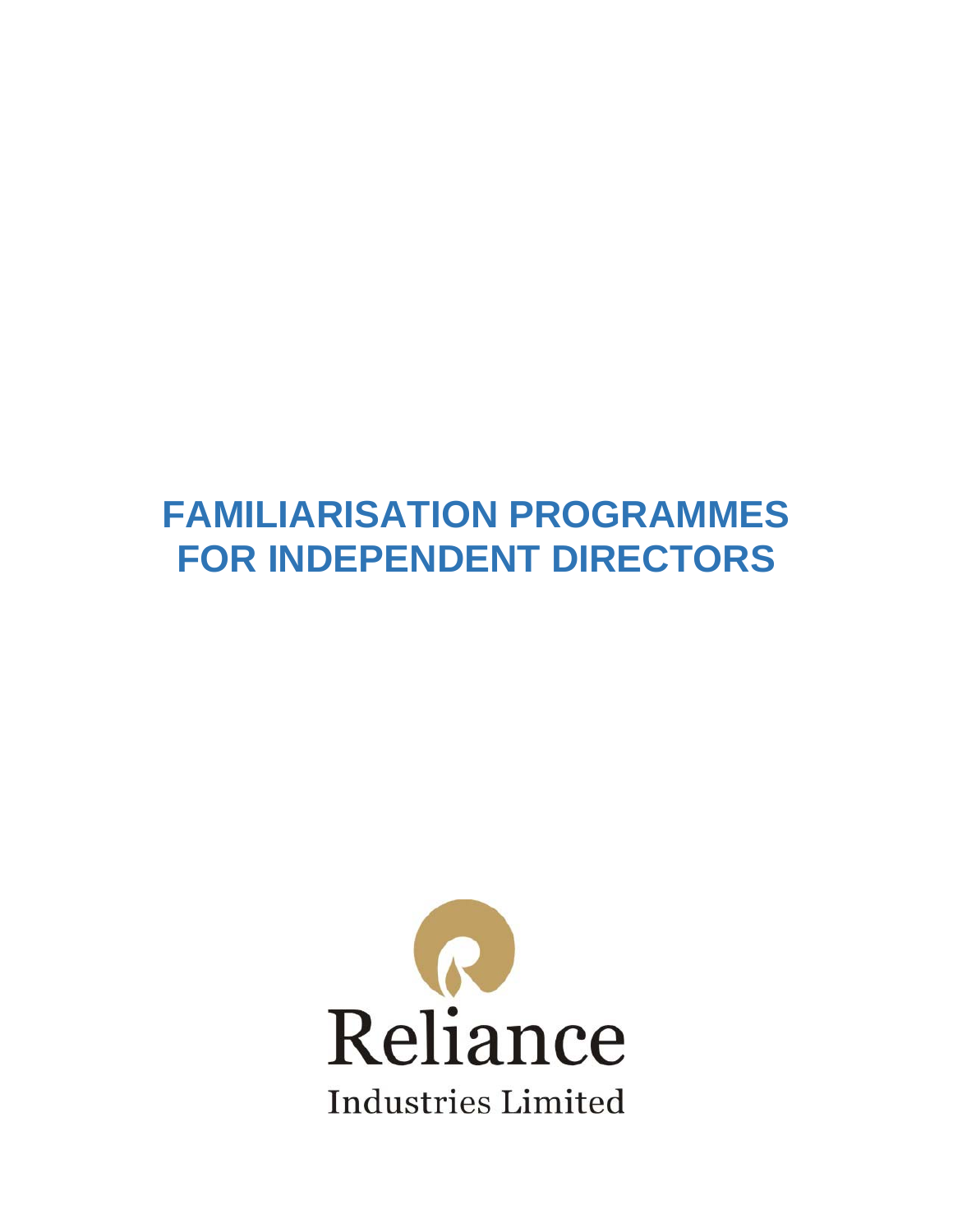# FAMILIARISATION PROGRAMMES FOR INDEPENDENT DIRECTORS

Reliance

Industries Limited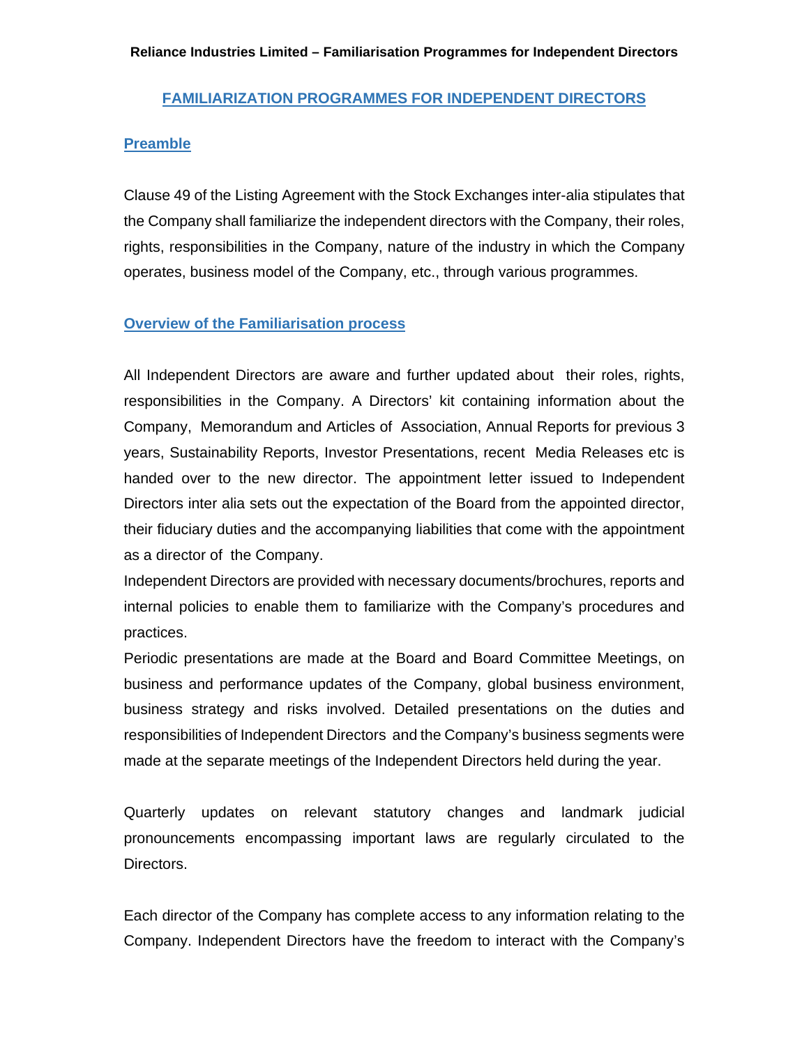## FAMILIARIZATION PROGRAMMES FOR INDEPENDENT DIRECTORS

### Preamble

Clause 49 of the Listing Agreement with the Stock Exchanges inter-alia stipulates that the Company shall familiarize the independent directors with the Company, their roles, rights, responsibilities in the Company, nature of the industry in which the Company operates, business model of the Company, etc., through various programmes.

### Overview of the Familiarisation process

All Independent Directors are aware and further updated about their roles, rights, responsibilities in the Company. A Directors' kit containing information about the Company, Memorandum and Articles of Association, Annual Reports for previous 3 years, Sustainability Reports, Investor Presentations, recent Media Releases etc is handed over to the new director. The appointment letter issued to Independent Directors inter alia sets out the expectation of the Board from the appointed director, their fiduciary duties and the accompanying liabilities that come with the appointment as a director of the Company.

Independent Directors are provided with necessary documents/brochures, reports and internal policies to enable them to familiarize with the Company's procedures and practices.

Periodic presentations are made at the Board and Board Committee Meetings, on business and performance updates of the Company, global business environment, business strategy and risks involved. Detailed presentations on the duties and responsibilities of Independent Directors and the Company's business segments were made at the separate meetings of the Independent Directors held during the year.

Quarterly updates on relevant statutory changes and landmark judicial pronouncements encompassing important laws are regularly circulated to the Directors.

Each director of the Company has complete access to any information relating to the Company. Independent Directors have the freedom to interact with the Company's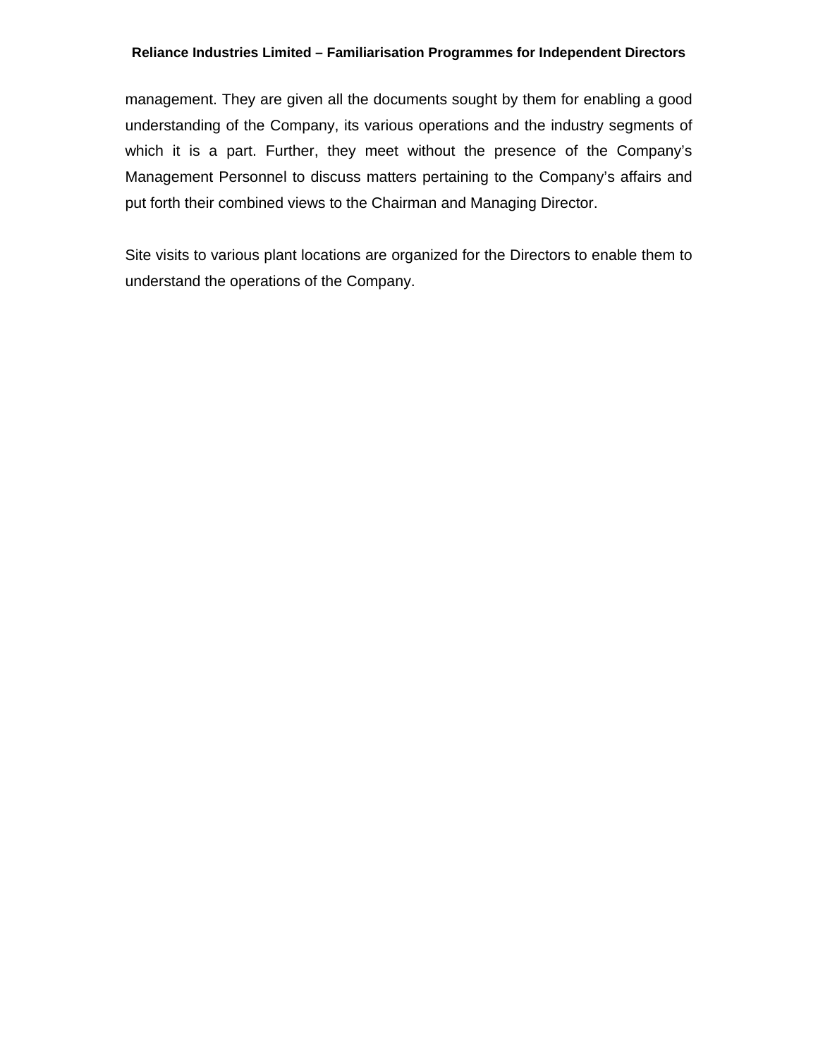management. They are given all the documents sought by them for enabling a good understanding of the Company, its various operations and the industry segments of which it is a part. Further, they meet without the presence of the Company's Management Personnel to discuss matters pertaining to the Company's affairs and put forth their combined views to the Chairman and Managing Director.

Site visits to various plant locations are organized for the Directors to enable them to understand the operations of the Company.